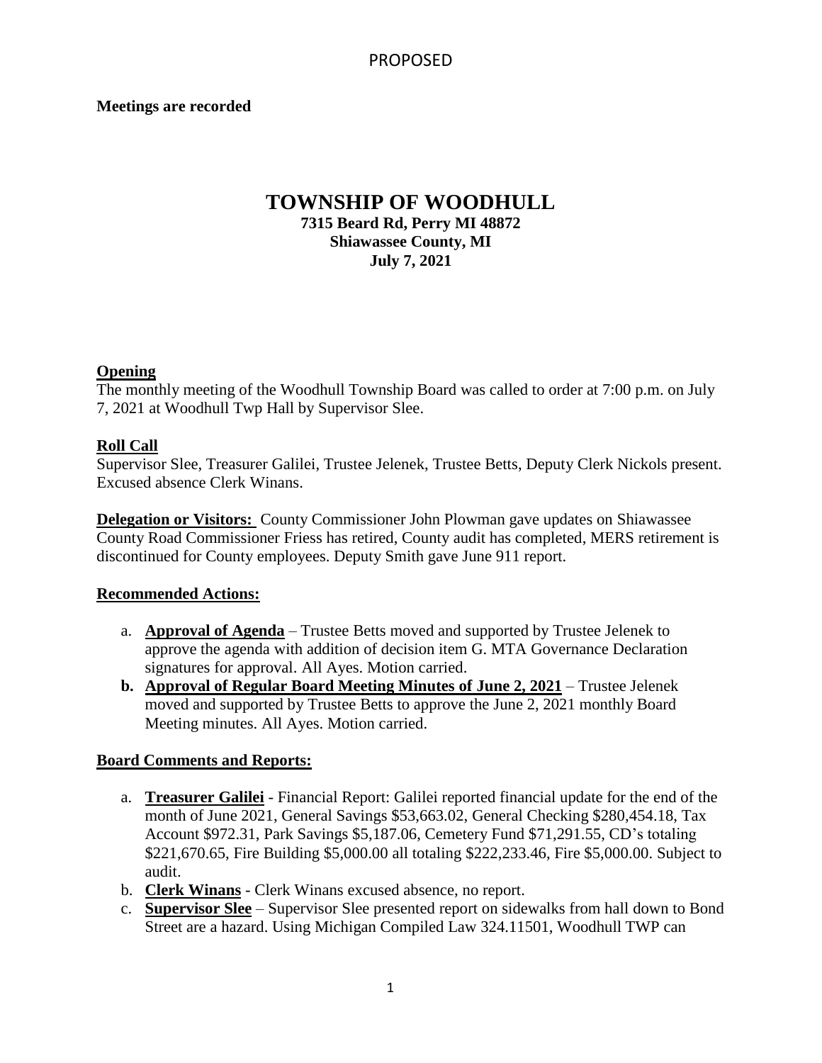PROPOSED

**Meetings are recorded**

# TOWNSHIP OF WOODHULL

**7315 Beard Rd, Perry MI 48872**
**Shiawassee County, MI**
**July 7, 2021**

## Opening

The monthly meeting of the Woodhull Township Board was called to order at 7:00 p.m. on July 7, 2021 at Woodhull Twp Hall by Supervisor Slee.

## Roll Call

Supervisor Slee, Treasurer Galilei, Trustee Jelenek, Trustee Betts, Deputy Clerk Nickols present. Excused absence Clerk Winans.

**Delegation or Visitors:** County Commissioner John Plowman gave updates on Shiawassee County Road Commissioner Friess has retired, County audit has completed, MERS retirement is discontinued for County employees. Deputy Smith gave June 911 report.

## Recommended Actions:

a. **Approval of Agenda** – Trustee Betts moved and supported by Trustee Jelenek to approve the agenda with addition of decision item G. MTA Governance Declaration signatures for approval. All Ayes. Motion carried.

**b. Approval of Regular Board Meeting Minutes of June 2, 2021** – Trustee Jelenek moved and supported by Trustee Betts to approve the June 2, 2021 monthly Board Meeting minutes. All Ayes. Motion carried.

## Board Comments and Reports:

a. **Treasurer Galilei** - Financial Report: Galilei reported financial update for the end of the month of June 2021, General Savings $53,663.02, General Checking $280,454.18, Tax Account $972.31, Park Savings $5,187.06, Cemetery Fund $71,291.55, CD's totaling $221,670.65, Fire Building $5,000.00 all totaling $222,233.46, Fire $5,000.00. Subject to audit.

b. **Clerk Winans** - Clerk Winans excused absence, no report.

c. **Supervisor Slee** – Supervisor Slee presented report on sidewalks from hall down to Bond Street are a hazard. Using Michigan Compiled Law 324.11501, Woodhull TWP can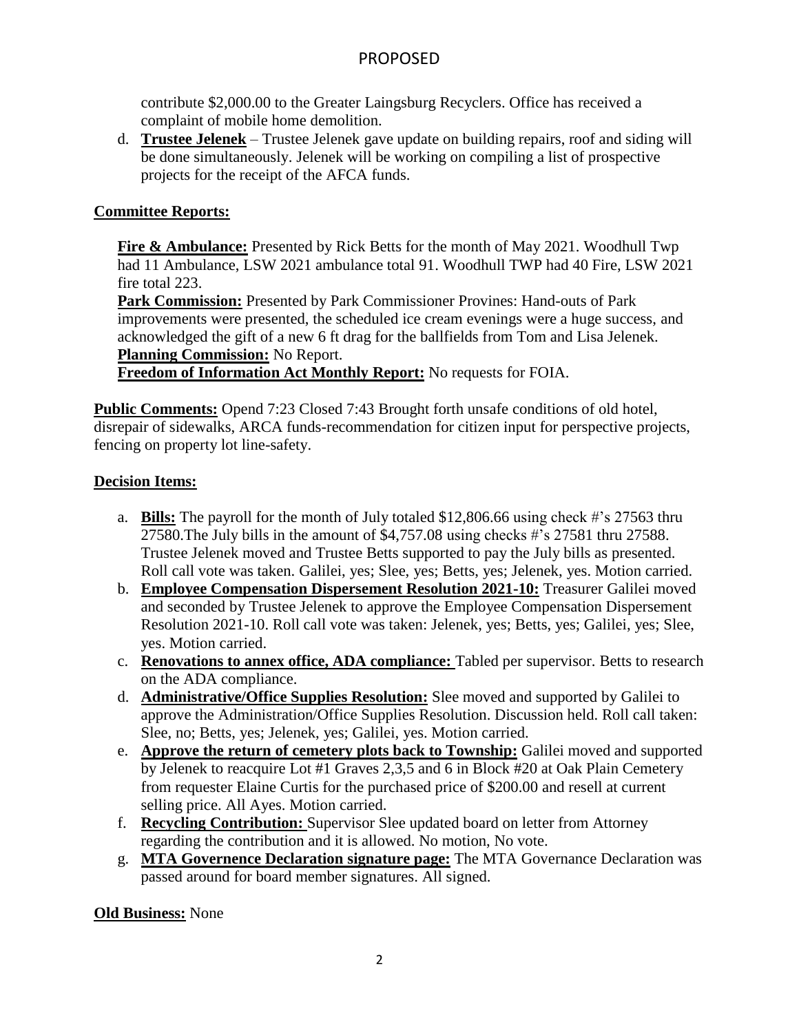PROPOSED

contribute $2,000.00 to the Greater Laingsburg Recyclers. Office has received a complaint of mobile home demolition.

d. **Trustee Jelenek** – Trustee Jelenek gave update on building repairs, roof and siding will be done simultaneously. Jelenek will be working on compiling a list of prospective projects for the receipt of the AFCA funds.

## Committee Reports:

**Fire & Ambulance:** Presented by Rick Betts for the month of May 2021. Woodhull Twp had 11 Ambulance, LSW 2021 ambulance total 91. Woodhull TWP had 40 Fire, LSW 2021 fire total 223.

**Park Commission:** Presented by Park Commissioner Provines: Hand-outs of Park improvements were presented, the scheduled ice cream evenings were a huge success, and acknowledged the gift of a new 6 ft drag for the ballfields from Tom and Lisa Jelenek.

**Planning Commission:** No Report.

**Freedom of Information Act Monthly Report:** No requests for FOIA.

**Public Comments:** Opend 7:23 Closed 7:43 Brought forth unsafe conditions of old hotel, disrepair of sidewalks, ARCA funds-recommendation for citizen input for perspective projects, fencing on property lot line-safety.

## Decision Items:

a. **Bills:** The payroll for the month of July totaled $12,806.66 using check #'s 27563 thru 27580.The July bills in the amount of $4,757.08 using checks #'s 27581 thru 27588. Trustee Jelenek moved and Trustee Betts supported to pay the July bills as presented. Roll call vote was taken. Galilei, yes; Slee, yes; Betts, yes; Jelenek, yes. Motion carried.
b. **Employee Compensation Dispersement Resolution 2021-10:** Treasurer Galilei moved and seconded by Trustee Jelenek to approve the Employee Compensation Dispersement Resolution 2021-10. Roll call vote was taken: Jelenek, yes; Betts, yes; Galilei, yes; Slee, yes. Motion carried.
c. **Renovations to annex office, ADA compliance:** Tabled per supervisor. Betts to research on the ADA compliance.
d. **Administrative/Office Supplies Resolution:** Slee moved and supported by Galilei to approve the Administration/Office Supplies Resolution. Discussion held. Roll call taken: Slee, no; Betts, yes; Jelenek, yes; Galilei, yes. Motion carried.
e. **Approve the return of cemetery plots back to Township:** Galilei moved and supported by Jelenek to reacquire Lot #1 Graves 2,3,5 and 6 in Block #20 at Oak Plain Cemetery from requester Elaine Curtis for the purchased price of $200.00 and resell at current selling price. All Ayes. Motion carried.
f. **Recycling Contribution:** Supervisor Slee updated board on letter from Attorney regarding the contribution and it is allowed. No motion, No vote.
g. **MTA Governence Declaration signature page:** The MTA Governance Declaration was passed around for board member signatures. All signed.

**Old Business:** None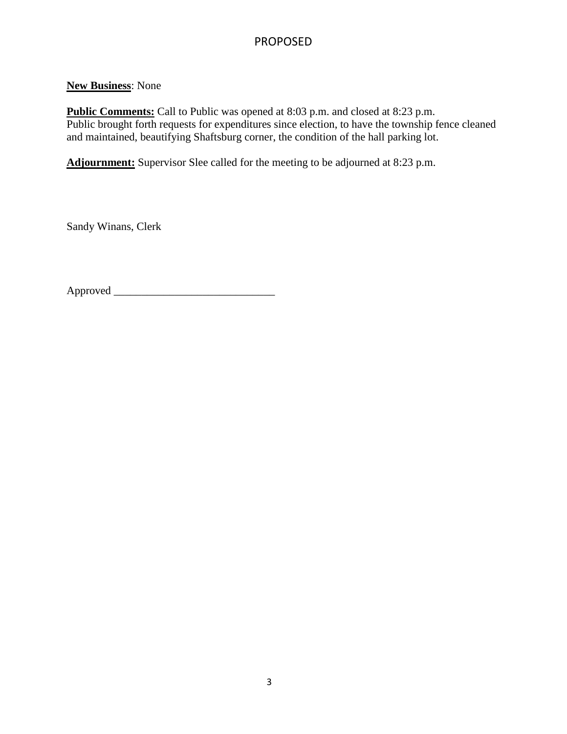PROPOSED

**New Business**: None

**Public Comments:** Call to Public was opened at 8:03 p.m. and closed at 8:23 p.m.
Public brought forth requests for expenditures since election, to have the township fence cleaned and maintained, beautifying Shaftsburg corner, the condition of the hall parking lot.

**Adjournment:** Supervisor Slee called for the meeting to be adjourned at 8:23 p.m.

Sandy Winans, Clerk

Approved ______________________________